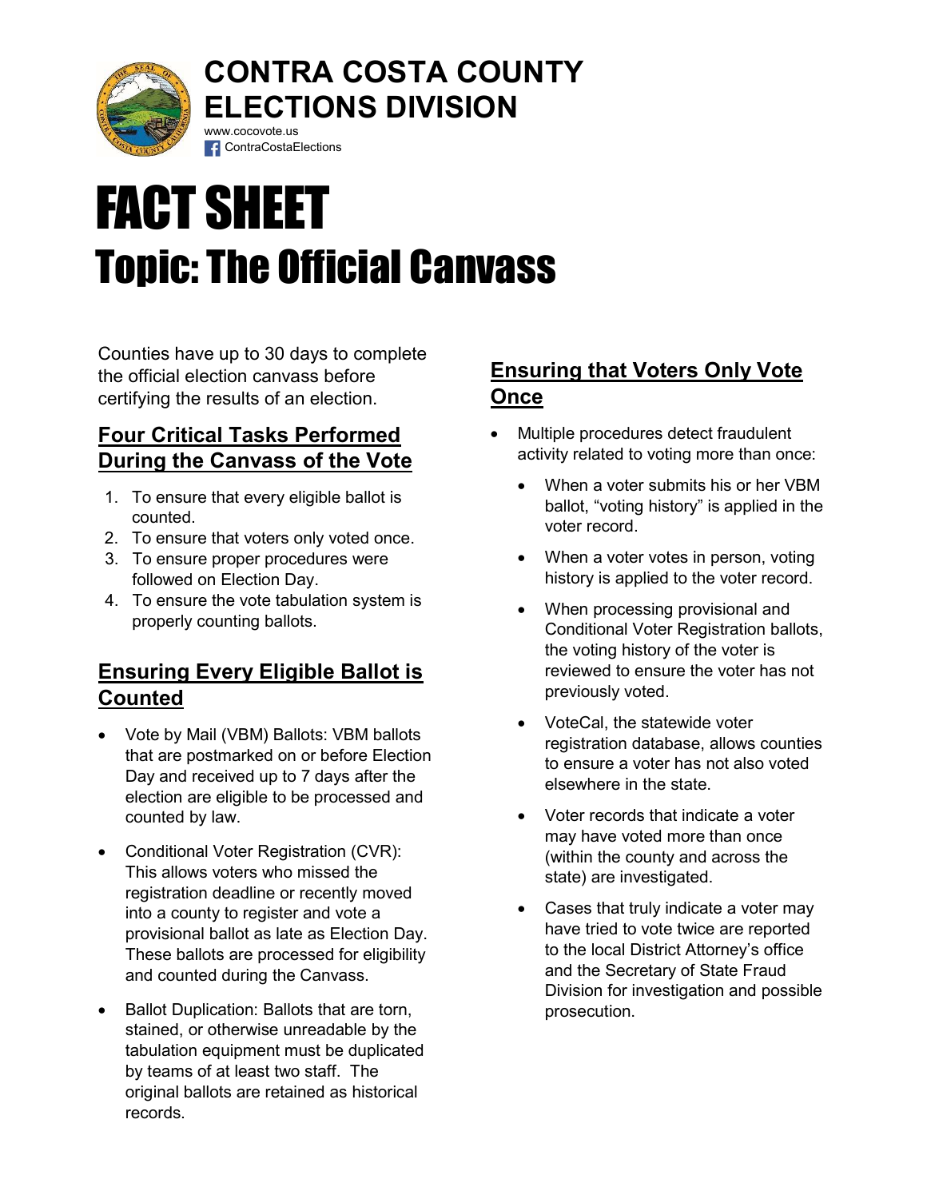# CONTRA COSTA COUNTY ELECTIONS DIVISION

www.cocovote.us

ContraCostaElections

# FACT SHEET

# Topic: The Official Canvass

Counties have up to 30 days to complete the official election canvass before certifying the results of an election.

## Four Critical Tasks Performed During the Canvass of the Vote

1. To ensure that every eligible ballot is counted.
2. To ensure that voters only voted once.
3. To ensure proper procedures were followed on Election Day.
4. To ensure the vote tabulation system is properly counting ballots.

## Ensuring Every Eligible Ballot is Counted

- Vote by Mail (VBM) Ballots: VBM ballots that are postmarked on or before Election Day and received up to 7 days after the election are eligible to be processed and counted by law.
- Conditional Voter Registration (CVR): This allows voters who missed the registration deadline or recently moved into a county to register and vote a provisional ballot as late as Election Day. These ballots are processed for eligibility and counted during the Canvass.
- Ballot Duplication: Ballots that are torn, stained, or otherwise unreadable by the tabulation equipment must be duplicated by teams of at least two staff. The original ballots are retained as historical records.

## Ensuring that Voters Only Vote Once

- Multiple procedures detect fraudulent activity related to voting more than once:
    - When a voter submits his or her VBM ballot, "voting history" is applied in the voter record.
    - When a voter votes in person, voting history is applied to the voter record.
    - When processing provisional and Conditional Voter Registration ballots, the voting history of the voter is reviewed to ensure the voter has not previously voted.
    - VoteCal, the statewide voter registration database, allows counties to ensure a voter has not also voted elsewhere in the state.
    - Voter records that indicate a voter may have voted more than once (within the county and across the state) are investigated.
    - Cases that truly indicate a voter may have tried to vote twice are reported to the local District Attorney's office and the Secretary of State Fraud Division for investigation and possible prosecution.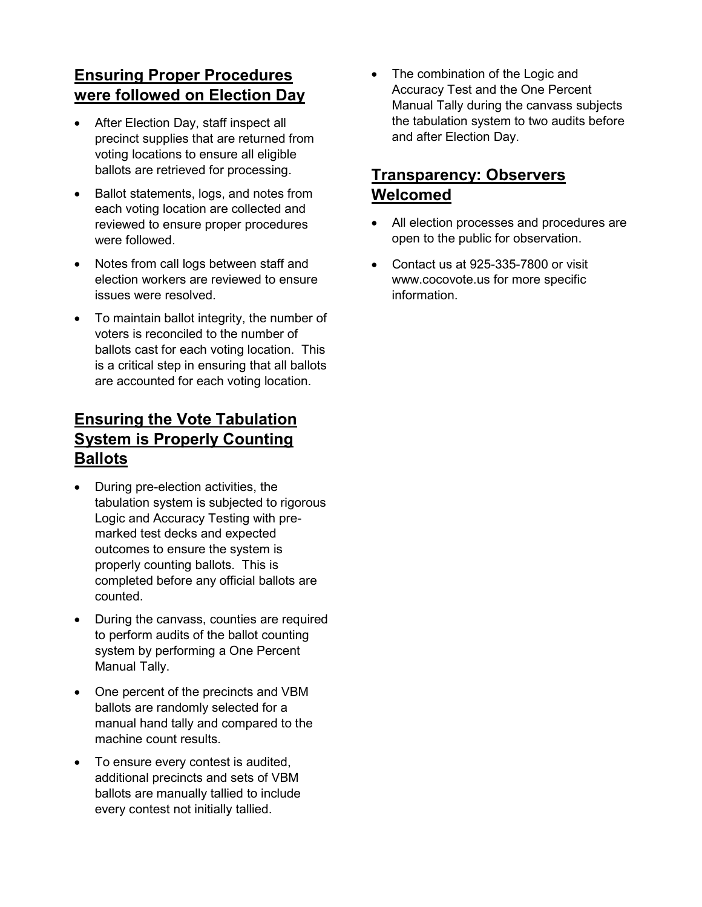## Ensuring Proper Procedures were followed on Election Day

- After Election Day, staff inspect all precinct supplies that are returned from voting locations to ensure all eligible ballots are retrieved for processing.
- Ballot statements, logs, and notes from each voting location are collected and reviewed to ensure proper procedures were followed.
- Notes from call logs between staff and election workers are reviewed to ensure issues were resolved.
- To maintain ballot integrity, the number of voters is reconciled to the number of ballots cast for each voting location. This is a critical step in ensuring that all ballots are accounted for each voting location.

## Ensuring the Vote Tabulation System is Properly Counting Ballots

- During pre-election activities, the tabulation system is subjected to rigorous Logic and Accuracy Testing with pre-marked test decks and expected outcomes to ensure the system is properly counting ballots. This is completed before any official ballots are counted.
- During the canvass, counties are required to perform audits of the ballot counting system by performing a One Percent Manual Tally.
- One percent of the precincts and VBM ballots are randomly selected for a manual hand tally and compared to the machine count results.
- To ensure every contest is audited, additional precincts and sets of VBM ballots are manually tallied to include every contest not initially tallied.
- The combination of the Logic and Accuracy Test and the One Percent Manual Tally during the canvass subjects the tabulation system to two audits before and after Election Day.

## Transparency: Observers Welcomed

- All election processes and procedures are open to the public for observation.
- Contact us at 925-335-7800 or visit www.cocovote.us for more specific information.